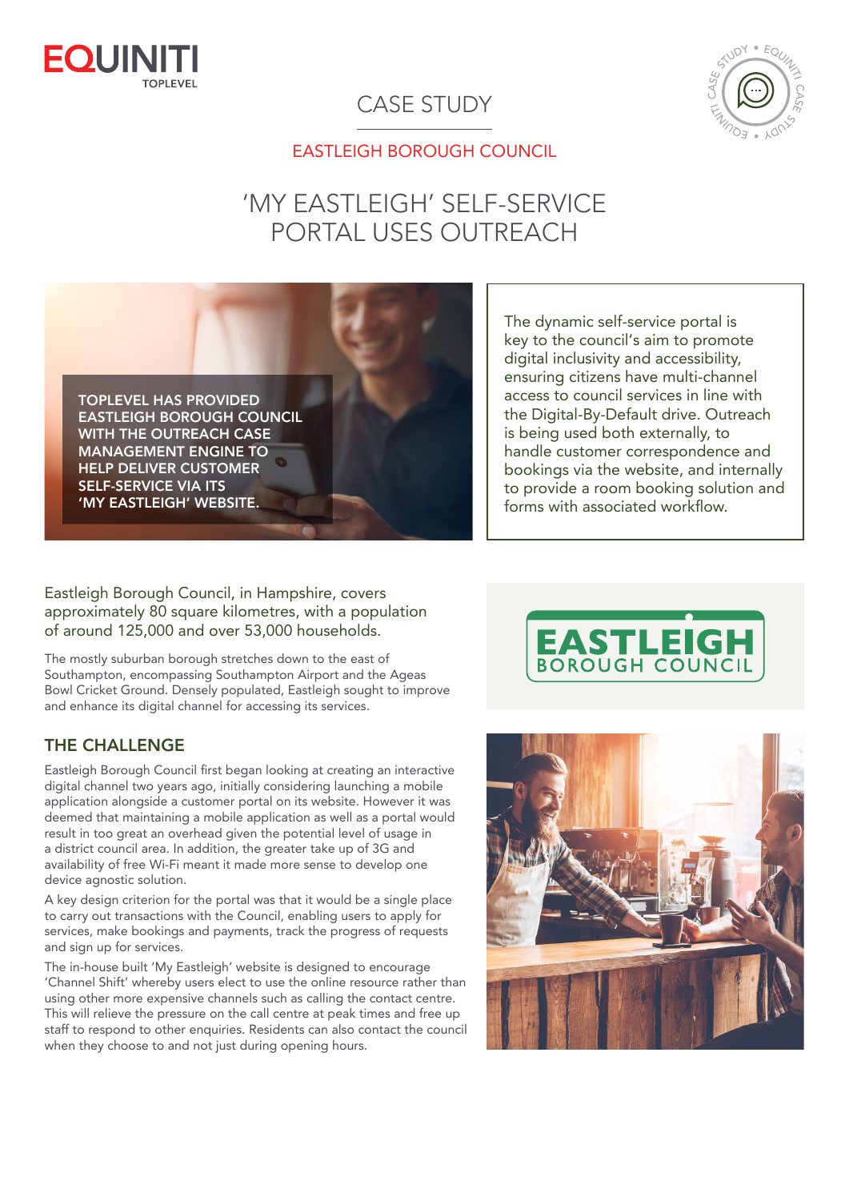EQUINITI TOPLEVEL

# CASE STUDY

## EASTLEIGH BOROUGH COUNCIL

# 'MY EASTLEIGH' SELF-SERVICE PORTAL USES OUTREACH

**TOPLEVEL HAS PROVIDED EASTLEIGH BOROUGH COUNCIL WITH THE OUTREACH CASE MANAGEMENT ENGINE TO HELP DELIVER CUSTOMER SELF-SERVICE VIA ITS 'MY EASTLEIGH' WEBSITE.**

The dynamic self-service portal is key to the council's aim to promote digital inclusivity and accessibility, ensuring citizens have multi-channel access to council services in line with the Digital-By-Default drive. Outreach is being used both externally, to handle customer correspondence and bookings via the website, and internally to provide a room booking solution and forms with associated workflow.

Eastleigh Borough Council, in Hampshire, covers approximately 80 square kilometres, with a population of around 125,000 and over 53,000 households.

The mostly suburban borough stretches down to the east of Southampton, encompassing Southampton Airport and the Ageas Bowl Cricket Ground. Densely populated, Eastleigh sought to improve and enhance its digital channel for accessing its services.

## THE CHALLENGE

Eastleigh Borough Council first began looking at creating an interactive digital channel two years ago, initially considering launching a mobile application alongside a customer portal on its website. However it was deemed that maintaining a mobile application as well as a portal would result in too great an overhead given the potential level of usage in a district council area. In addition, the greater take up of 3G and availability of free Wi-Fi meant it made more sense to develop one device agnostic solution.

A key design criterion for the portal was that it would be a single place to carry out transactions with the Council, enabling users to apply for services, make bookings and payments, track the progress of requests and sign up for services.

The in-house built 'My Eastleigh' website is designed to encourage 'Channel Shift' whereby users elect to use the online resource rather than using other more expensive channels such as calling the contact centre. This will relieve the pressure on the call centre at peak times and free up staff to respond to other enquiries. Residents can also contact the council when they choose to and not just during opening hours.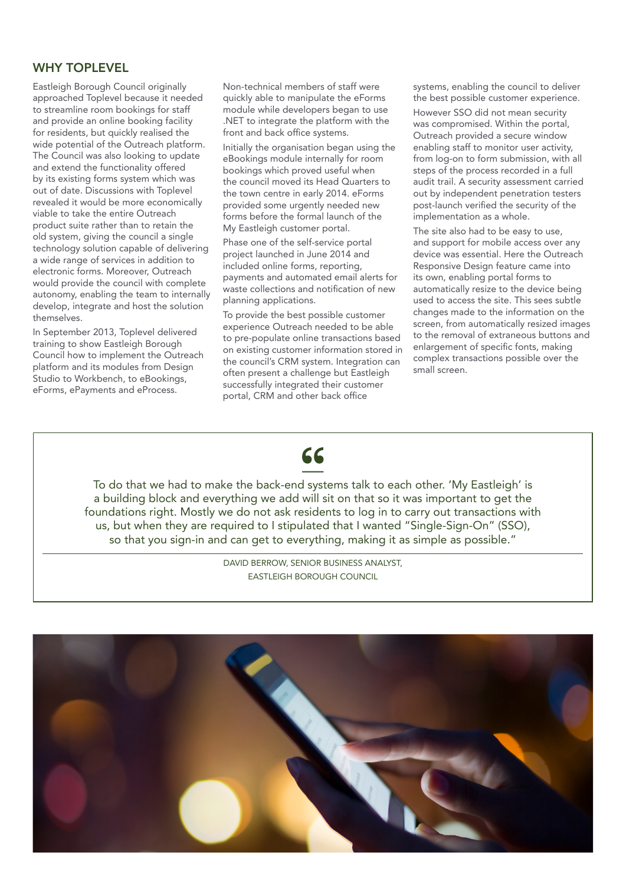## WHY TOPLEVEL

Eastleigh Borough Council originally approached Toplevel because it needed to streamline room bookings for staff and provide an online booking facility for residents, but quickly realised the wide potential of the Outreach platform. The Council was also looking to update and extend the functionality offered by its existing forms system which was out of date. Discussions with Toplevel revealed it would be more economically viable to take the entire Outreach product suite rather than to retain the old system, giving the council a single technology solution capable of delivering a wide range of services in addition to electronic forms. Moreover, Outreach would provide the council with complete autonomy, enabling the team to internally develop, integrate and host the solution themselves.

In September 2013, Toplevel delivered training to show Eastleigh Borough Council how to implement the Outreach platform and its modules from Design Studio to Workbench, to eBookings, eForms, ePayments and eProcess.

Non-technical members of staff were quickly able to manipulate the eForms module while developers began to use .NET to integrate the platform with the front and back office systems.

Initially the organisation began using the eBookings module internally for room bookings which proved useful when the council moved its Head Quarters to the town centre in early 2014. eForms provided some urgently needed new forms before the formal launch of the My Eastleigh customer portal.

Phase one of the self-service portal project launched in June 2014 and included online forms, reporting, payments and automated email alerts for waste collections and notification of new planning applications.

To provide the best possible customer experience Outreach needed to be able to pre-populate online transactions based on existing customer information stored in the council's CRM system. Integration can often present a challenge but Eastleigh successfully integrated their customer portal, CRM and other back office systems, enabling the council to deliver the best possible customer experience.

However SSO did not mean security was compromised. Within the portal, Outreach provided a secure window enabling staff to monitor user activity, from log-on to form submission, with all steps of the process recorded in a full audit trail. A security assessment carried out by independent penetration testers post-launch verified the security of the implementation as a whole.

The site also had to be easy to use, and support for mobile access over any device was essential. Here the Outreach Responsive Design feature came into its own, enabling portal forms to automatically resize to the device being used to access the site. This sees subtle changes made to the information on the screen, from automatically resized images to the removal of extraneous buttons and enlargement of specific fonts, making complex transactions possible over the small screen.

> “
>
> To do that we had to make the back-end systems talk to each other. 'My Eastleigh' is a building block and everything we add will sit on that so it was important to get the foundations right. Mostly we do not ask residents to log in to carry out transactions with us, but when they are required to I stipulated that I wanted "Single-Sign-On" (SSO), so that you sign-in and can get to everything, making it as simple as possible."
>
> DAVID BERROW, SENIOR BUSINESS ANALYST,
> EASTLEIGH BOROUGH COUNCIL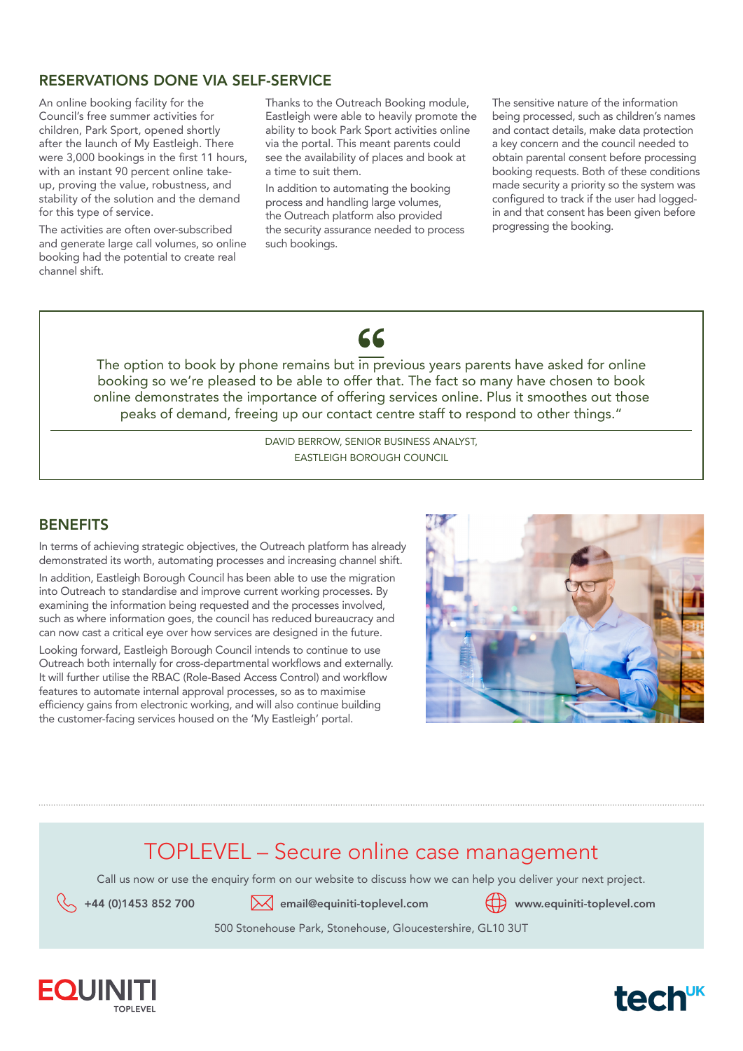## RESERVATIONS DONE VIA SELF-SERVICE

An online booking facility for the Council's free summer activities for children, Park Sport, opened shortly after the launch of My Eastleigh. There were 3,000 bookings in the first 11 hours, with an instant 90 percent online take-up, proving the value, robustness, and stability of the solution and the demand for this type of service.

The activities are often over-subscribed and generate large call volumes, so online booking had the potential to create real channel shift.

Thanks to the Outreach Booking module, Eastleigh were able to heavily promote the ability to book Park Sport activities online via the portal. This meant parents could see the availability of places and book at a time to suit them.

In addition to automating the booking process and handling large volumes, the Outreach platform also provided the security assurance needed to process such bookings.

The sensitive nature of the information being processed, such as children's names and contact details, make data protection a key concern and the council needed to obtain parental consent before processing booking requests. Both of these conditions made security a priority so the system was configured to track if the user had logged-in and that consent has been given before progressing the booking.

> "The option to book by phone remains but in previous years parents have asked for online booking so we're pleased to be able to offer that. The fact so many have chosen to book online demonstrates the importance of offering services online. Plus it smoothes out those peaks of demand, freeing up our contact centre staff to respond to other things."
>
> DAVID BERROW, SENIOR BUSINESS ANALYST, EASTLEIGH BOROUGH COUNCIL

## BENEFITS

In terms of achieving strategic objectives, the Outreach platform has already demonstrated its worth, automating processes and increasing channel shift.

In addition, Eastleigh Borough Council has been able to use the migration into Outreach to standardise and improve current working processes. By examining the information being requested and the processes involved, such as where information goes, the council has reduced bureaucracy and can now cast a critical eye over how services are designed in the future.

Looking forward, Eastleigh Borough Council intends to continue to use Outreach both internally for cross-departmental workflows and externally. It will further utilise the RBAC (Role-Based Access Control) and workflow features to automate internal approval processes, so as to maximise efficiency gains from electronic working, and will also continue building the customer-facing services housed on the 'My Eastleigh' portal.

## TOPLEVEL – Secure online case management

Call us now or use the enquiry form on our website to discuss how we can help you deliver your next project.

+44 (0)1453 852 700 | email@equiniti-toplevel.com | www.equiniti-toplevel.com

500 Stonehouse Park, Stonehouse, Gloucestershire, GL10 3UT

EQUINITI TOPLEVEL

techUK